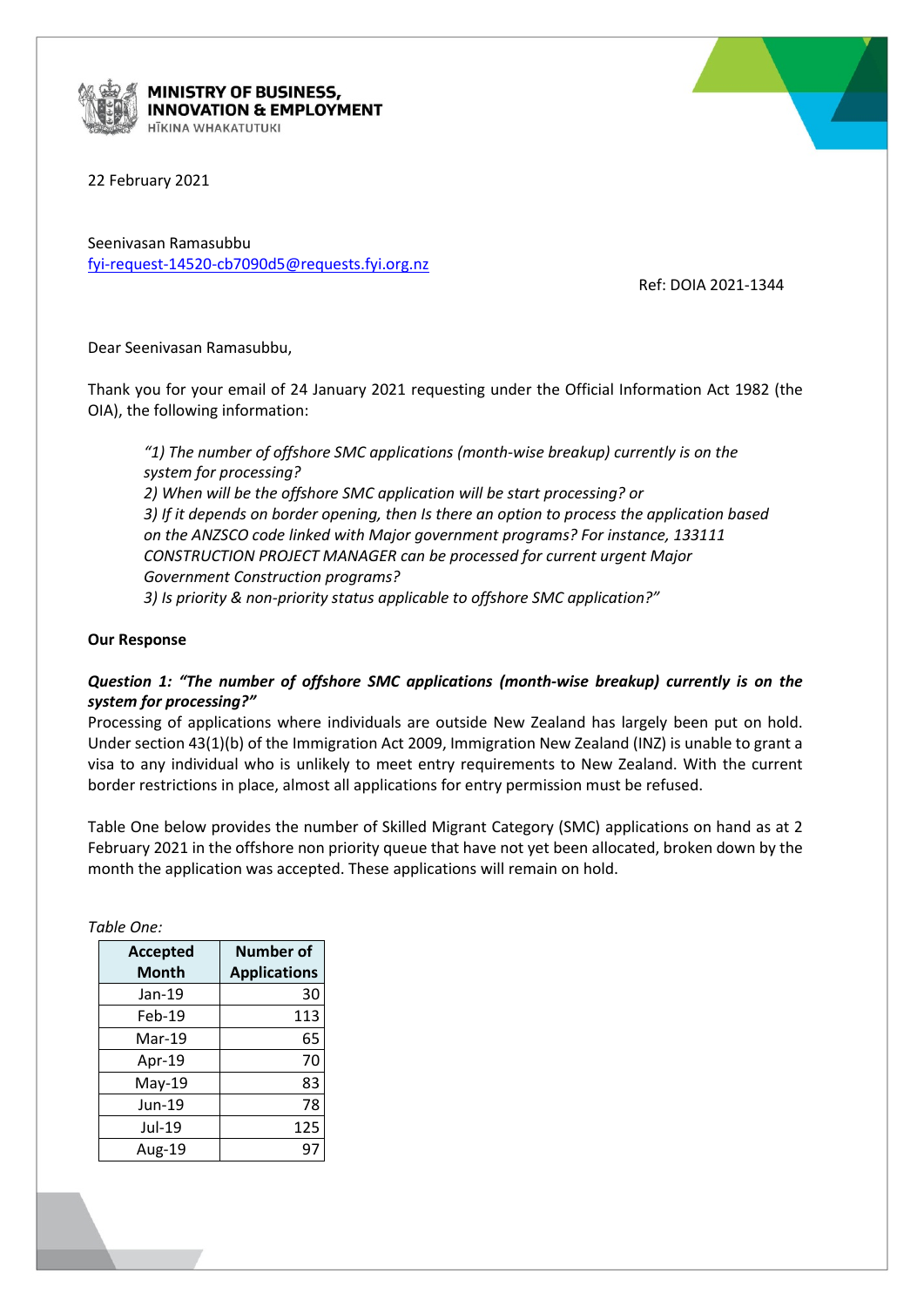**MINISTRY OF BUSINESS, INNOVATION & EMPLOYMENT**
HĪKINA WHAKATUTUKI

22 February 2021

Seenivasan Ramasubbu
fyi-request-14520-cb7090d5@requests.fyi.org.nz

Ref: DOIA 2021-1344

Dear Seenivasan Ramasubbu,

Thank you for your email of 24 January 2021 requesting under the Official Information Act 1982 (the OIA), the following information:

> *"1) The number of offshore SMC applications (month-wise breakup) currently is on the system for processing?*
> *2) When will be the offshore SMC application will be start processing? or*
> *3) If it depends on border opening, then Is there an option to process the application based on the ANZSCO code linked with Major government programs? For instance, 133111 CONSTRUCTION PROJECT MANAGER can be processed for current urgent Major Government Construction programs?*
> *3) Is priority & non-priority status applicable to offshore SMC application?"*

**Our Response**

***Question 1: "The number of offshore SMC applications (month-wise breakup) currently is on the system for processing?"***

Processing of applications where individuals are outside New Zealand has largely been put on hold. Under section 43(1)(b) of the Immigration Act 2009, Immigration New Zealand (INZ) is unable to grant a visa to any individual who is unlikely to meet entry requirements to New Zealand. With the current border restrictions in place, almost all applications for entry permission must be refused.

Table One below provides the number of Skilled Migrant Category (SMC) applications on hand as at 2 February 2021 in the offshore non priority queue that have not yet been allocated, broken down by the month the application was accepted. These applications will remain on hold.

*Table One:*

| Accepted Month | Number of Applications |
|---|---|
| Jan-19 | 30 |
| Feb-19 | 113 |
| Mar-19 | 65 |
| Apr-19 | 70 |
| May-19 | 83 |
| Jun-19 | 78 |
| Jul-19 | 125 |
| Aug-19 | 97 |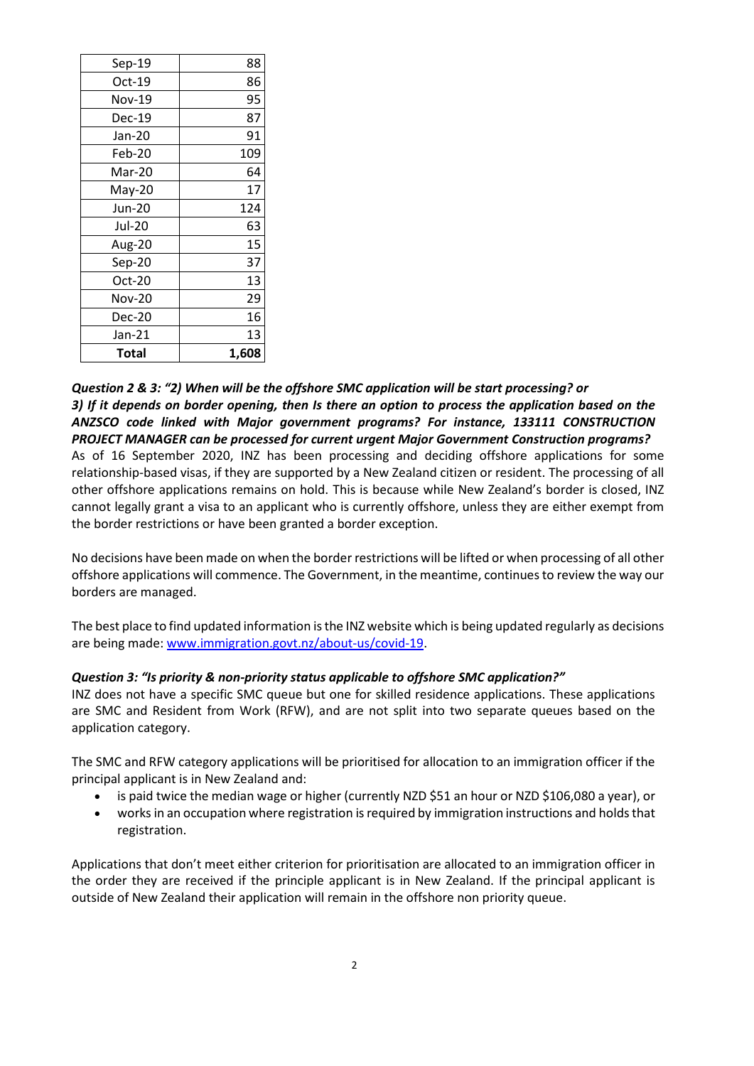| | |
|---|---|
| Sep-19 | 88 |
| Oct-19 | 86 |
| Nov-19 | 95 |
| Dec-19 | 87 |
| Jan-20 | 91 |
| Feb-20 | 109 |
| Mar-20 | 64 |
| May-20 | 17 |
| Jun-20 | 124 |
| Jul-20 | 63 |
| Aug-20 | 15 |
| Sep-20 | 37 |
| Oct-20 | 13 |
| Nov-20 | 29 |
| Dec-20 | 16 |
| Jan-21 | 13 |
| **Total** | **1,608** |

***Question 2 & 3: "2) When will be the offshore SMC application will be start processing? or 3) If it depends on border opening, then Is there an option to process the application based on the ANZSCO code linked with Major government programs? For instance, 133111 CONSTRUCTION PROJECT MANAGER can be processed for current urgent Major Government Construction programs?***

As of 16 September 2020, INZ has been processing and deciding offshore applications for some relationship-based visas, if they are supported by a New Zealand citizen or resident. The processing of all other offshore applications remains on hold. This is because while New Zealand's border is closed, INZ cannot legally grant a visa to an applicant who is currently offshore, unless they are either exempt from the border restrictions or have been granted a border exception.

No decisions have been made on when the border restrictions will be lifted or when processing of all other offshore applications will commence. The Government, in the meantime, continues to review the way our borders are managed.

The best place to find updated information is the INZ website which is being updated regularly as decisions are being made: [www.immigration.govt.nz/about-us/covid-19](www.immigration.govt.nz/about-us/covid-19).

***Question 3: "Is priority & non-priority status applicable to offshore SMC application?"***

INZ does not have a specific SMC queue but one for skilled residence applications. These applications are SMC and Resident from Work (RFW), and are not split into two separate queues based on the application category.

The SMC and RFW category applications will be prioritised for allocation to an immigration officer if the principal applicant is in New Zealand and:

- is paid twice the median wage or higher (currently NZD $51 an hour or NZD $106,080 a year), or
- works in an occupation where registration is required by immigration instructions and holds that registration.

Applications that don't meet either criterion for prioritisation are allocated to an immigration officer in the order they are received if the principle applicant is in New Zealand. If the principal applicant is outside of New Zealand their application will remain in the offshore non priority queue.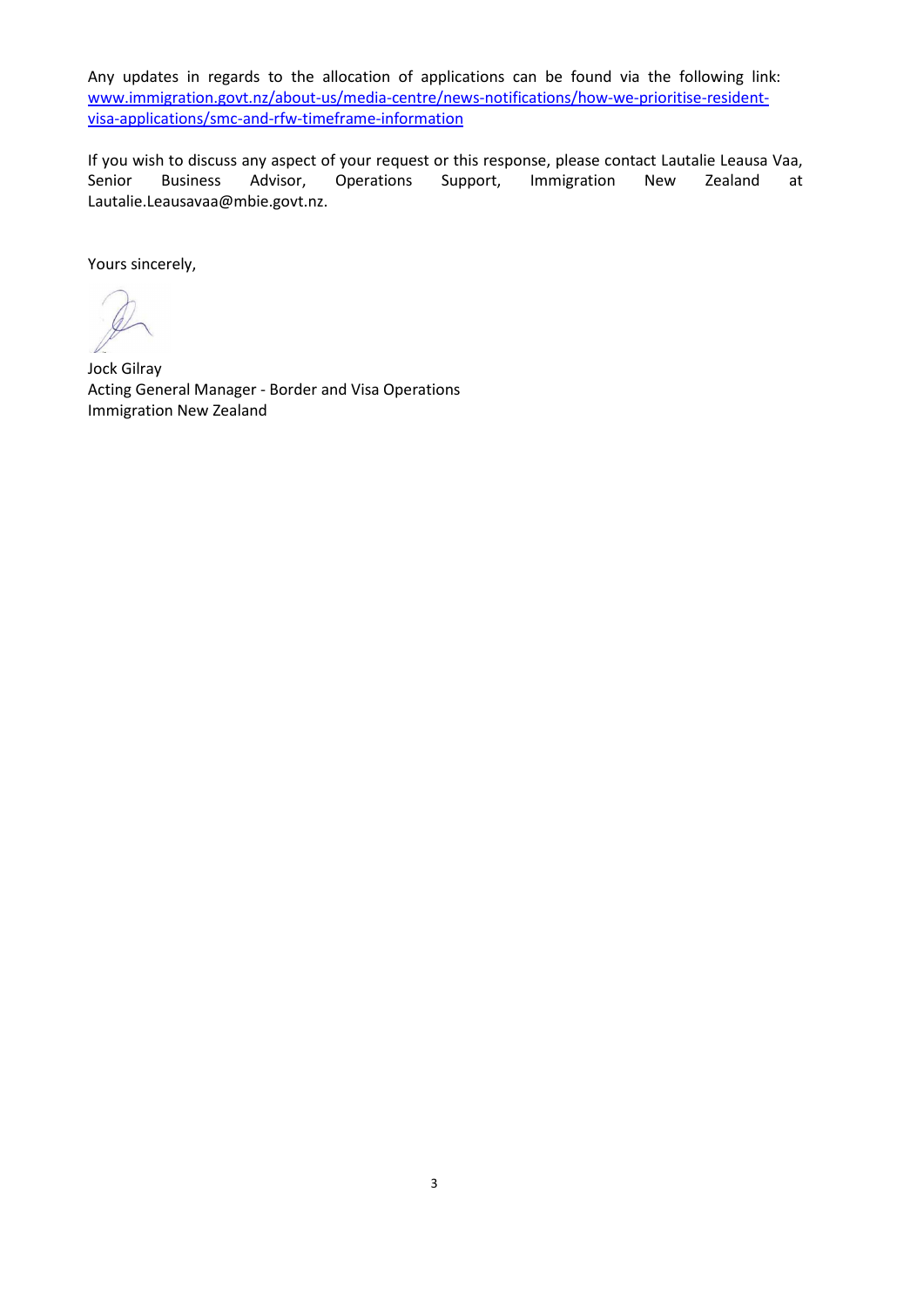Any updates in regards to the allocation of applications can be found via the following link: [www.immigration.govt.nz/about-us/media-centre/news-notifications/how-we-prioritise-resident-visa-applications/smc-and-rfw-timeframe-information](http://www.immigration.govt.nz/about-us/media-centre/news-notifications/how-we-prioritise-resident-visa-applications/smc-and-rfw-timeframe-information)

If you wish to discuss any aspect of your request or this response, please contact Lautalie Leausa Vaa, Senior Business Advisor, Operations Support, Immigration New Zealand at Lautalie.Leausavaa@mbie.govt.nz.

Yours sincerely,

Jock Gilray
Acting General Manager - Border and Visa Operations
Immigration New Zealand